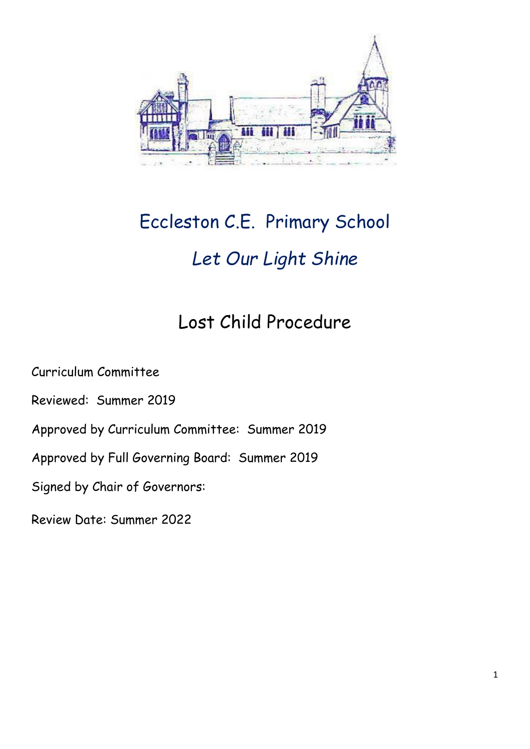# Eccleston C.E. Primary School

*Let Our Light Shine*

## Lost Child Procedure

Curriculum Committee

Reviewed: Summer 2019

Approved by Curriculum Committee: Summer 2019

Approved by Full Governing Board: Summer 2019

Signed by Chair of Governors:

Review Date: Summer 2022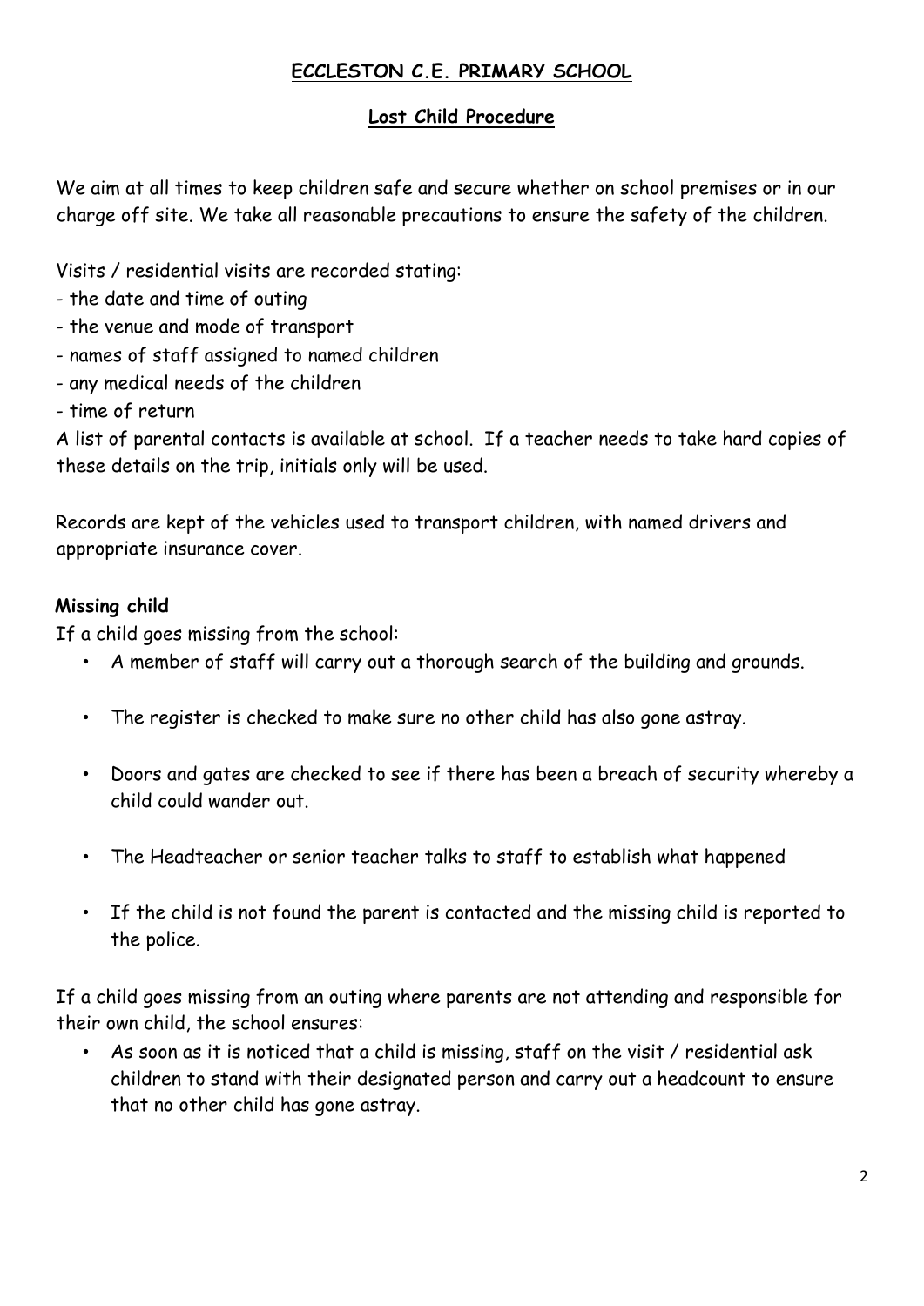# ECCLESTON C.E. PRIMARY SCHOOL

## Lost Child Procedure

We aim at all times to keep children safe and secure whether on school premises or in our charge off site. We take all reasonable precautions to ensure the safety of the children.

Visits / residential visits are recorded stating:

- the date and time of outing
- the venue and mode of transport
- names of staff assigned to named children
- any medical needs of the children
- time of return

A list of parental contacts is available at school. If a teacher needs to take hard copies of these details on the trip, initials only will be used.

Records are kept of the vehicles used to transport children, with named drivers and appropriate insurance cover.

### Missing child

If a child goes missing from the school:

- A member of staff will carry out a thorough search of the building and grounds.
- The register is checked to make sure no other child has also gone astray.
- Doors and gates are checked to see if there has been a breach of security whereby a child could wander out.
- The Headteacher or senior teacher talks to staff to establish what happened
- If the child is not found the parent is contacted and the missing child is reported to the police.

If a child goes missing from an outing where parents are not attending and responsible for their own child, the school ensures:

- As soon as it is noticed that a child is missing, staff on the visit / residential ask children to stand with their designated person and carry out a headcount to ensure that no other child has gone astray.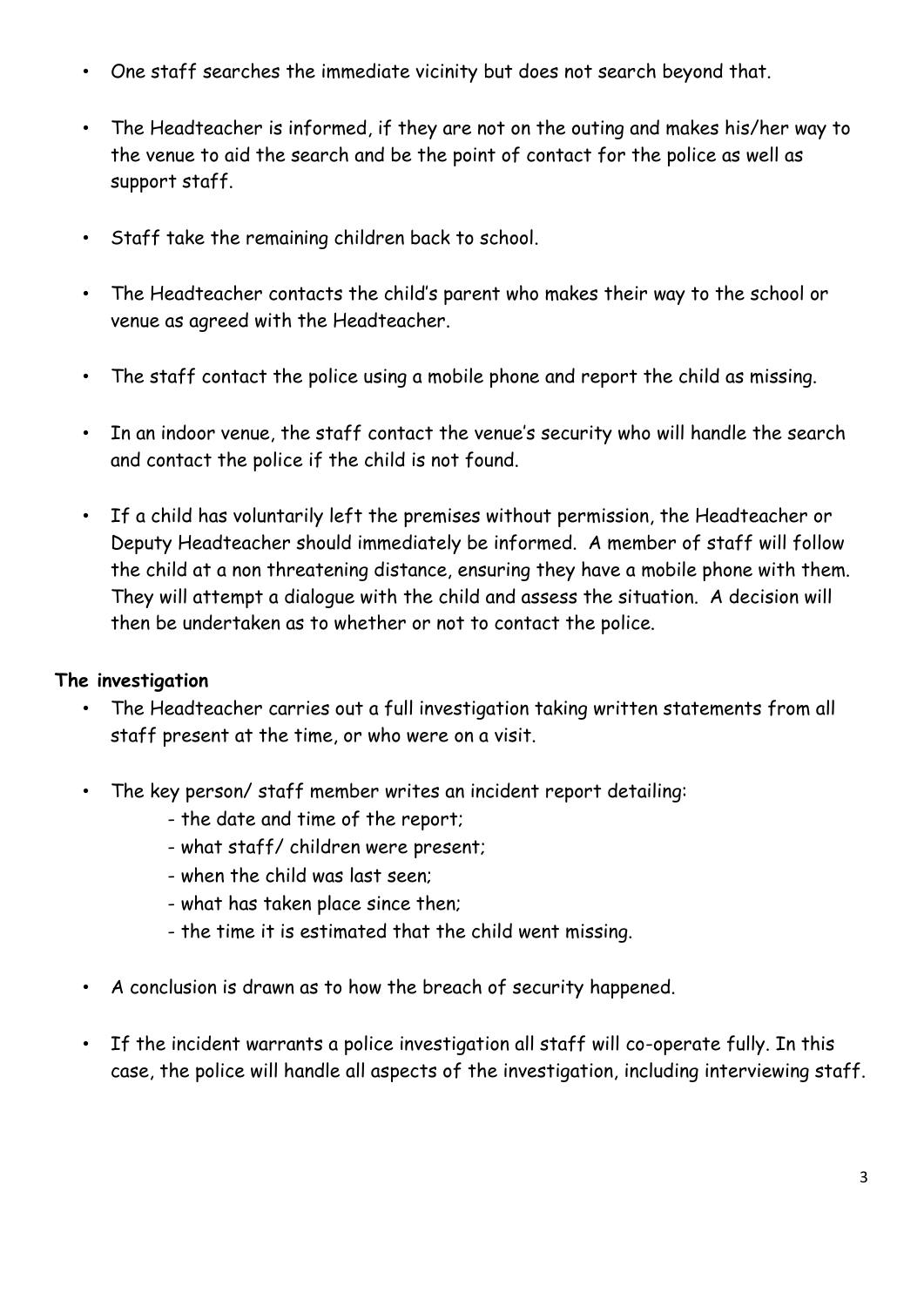- One staff searches the immediate vicinity but does not search beyond that.
- The Headteacher is informed, if they are not on the outing and makes his/her way to the venue to aid the search and be the point of contact for the police as well as support staff.
- Staff take the remaining children back to school.
- The Headteacher contacts the child's parent who makes their way to the school or venue as agreed with the Headteacher.
- The staff contact the police using a mobile phone and report the child as missing.
- In an indoor venue, the staff contact the venue's security who will handle the search and contact the police if the child is not found.
- If a child has voluntarily left the premises without permission, the Headteacher or Deputy Headteacher should immediately be informed. A member of staff will follow the child at a non threatening distance, ensuring they have a mobile phone with them. They will attempt a dialogue with the child and assess the situation. A decision will then be undertaken as to whether or not to contact the police.

**The investigation**

- The Headteacher carries out a full investigation taking written statements from all staff present at the time, or who were on a visit.
- The key person/ staff member writes an incident report detailing:
    - the date and time of the report;
    - what staff/ children were present;
    - when the child was last seen;
    - what has taken place since then;
    - the time it is estimated that the child went missing.
- A conclusion is drawn as to how the breach of security happened.
- If the incident warrants a police investigation all staff will co-operate fully. In this case, the police will handle all aspects of the investigation, including interviewing staff.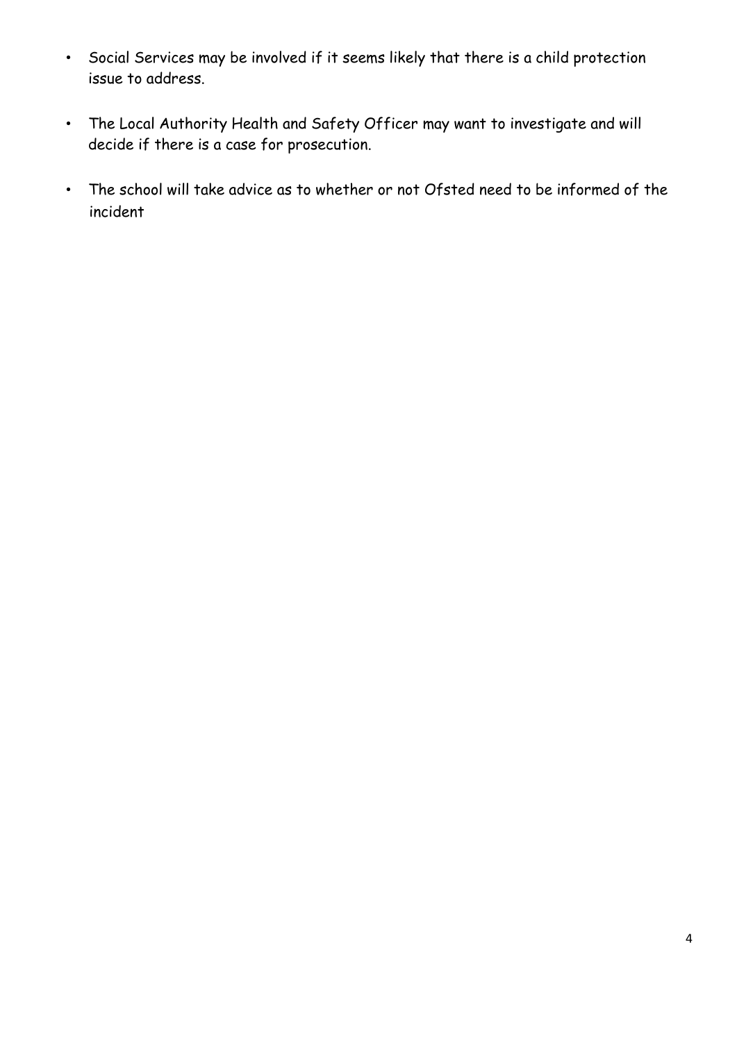- Social Services may be involved if it seems likely that there is a child protection issue to address.
- The Local Authority Health and Safety Officer may want to investigate and will decide if there is a case for prosecution.
- The school will take advice as to whether or not Ofsted need to be informed of the incident